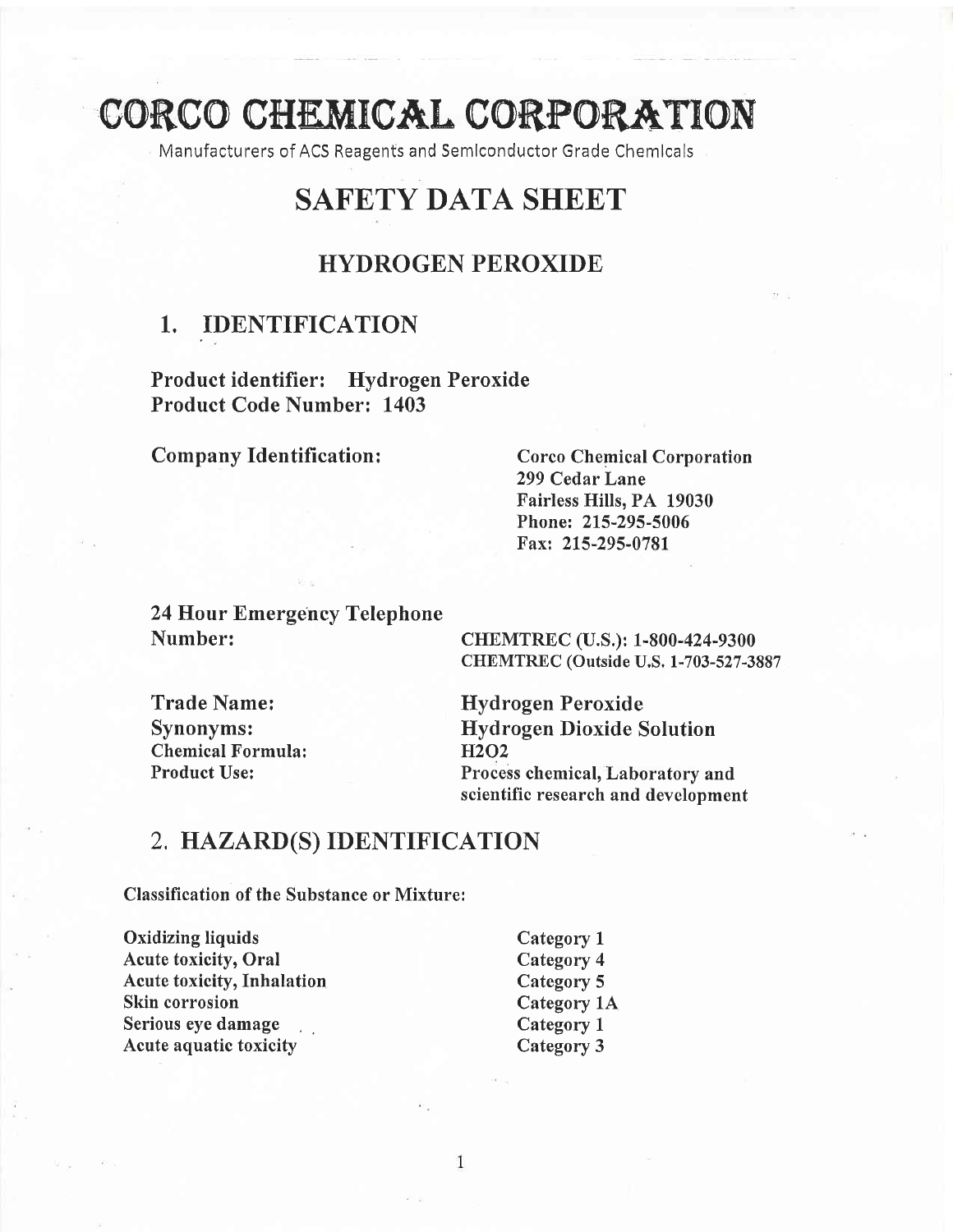# CORCO CHEMICAL CORPORATION

Manufacturers of ACS Reagents and Semiconductor Grade Chemicals

# SAFETY DATA SHEET

## HYDROGEN PEROXIDE

## 1. IDENTIFICATION

**Product identifier: Hydrogen Peroxide**
**Product Code Number: 1403**

**Company Identification:**

Corco Chemical Corporation
299 Cedar Lane
Fairless Hills, PA 19030
Phone: 215-295-5006
Fax: 215-295-0781

**24 Hour Emergency Telephone Number:**

CHEMTREC (U.S.): 1-800-424-9300
CHEMTREC (Outside U.S. 1-703-527-3887

| | |
|---|---|
| **Trade Name:** | Hydrogen Peroxide |
| **Synonyms:** | Hydrogen Dioxide Solution |
| **Chemical Formula:** | $H_2O_2$ |
| **Product Use:** | Process chemical, Laboratory and scientific research and development |

## 2. HAZARD(S) IDENTIFICATION

**Classification of the Substance or Mixture:**

| | |
|---|---|
| Oxidizing liquids | Category 1 |
| Acute toxicity, Oral | Category 4 |
| Acute toxicity, Inhalation | Category 5 |
| Skin corrosion | Category 1A |
| Serious eye damage | Category 1 |
| Acute aquatic toxicity | Category 3 |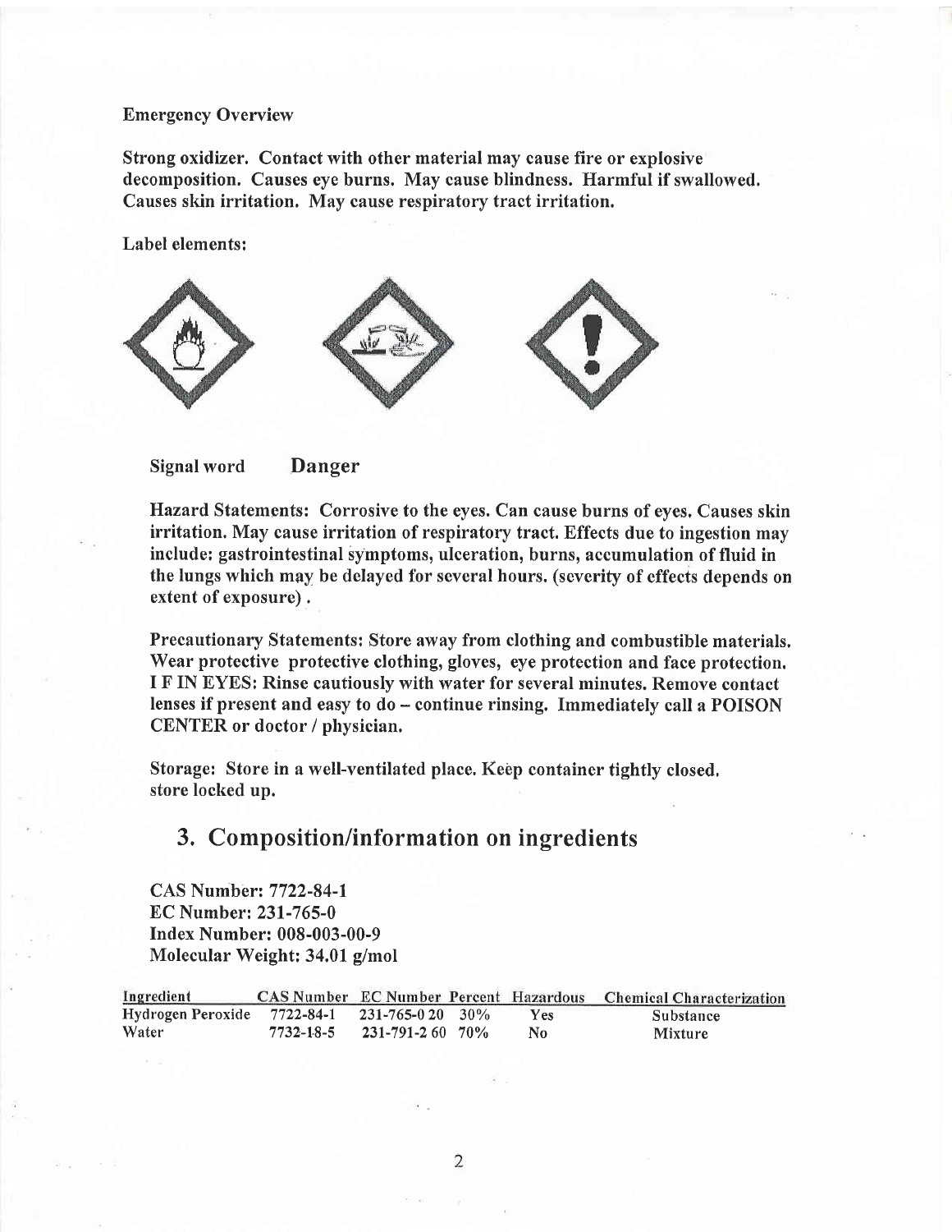Emergency Overview

**Strong oxidizer. Contact with other material may cause fire or explosive decomposition. Causes eye burns. May cause blindness. Harmful if swallowed. Causes skin irritation. May cause respiratory tract irritation.**

**Label elements:**

**Signal word** **Danger**

**Hazard Statements: Corrosive to the eyes. Can cause burns of eyes. Causes skin irritation. May cause irritation of respiratory tract. Effects due to ingestion may include: gastrointestinal symptoms, ulceration, burns, accumulation of fluid in the lungs which may be delayed for several hours. (severity of effects depends on extent of exposure).**

**Precautionary Statements: Store away from clothing and combustible materials. Wear protective protective clothing, gloves, eye protection and face protection. I F IN EYES: Rinse cautiously with water for several minutes. Remove contact lenses if present and easy to do – continue rinsing. Immediately call a POISON CENTER or doctor / physician.**

**Storage: Store in a well-ventilated place. Keep container tightly closed, store locked up.**

## 3. Composition/information on ingredients

**CAS Number: 7722-84-1**
**EC Number: 231-765-0**
**Index Number: 008-003-00-9**
**Molecular Weight: 34.01 g/mol**

| Ingredient | CAS Number | EC Number | Percent | Hazardous | Chemical Characterization |
|---|---|---|---|---|---|
| Hydrogen Peroxide | 7722-84-1 | 231-765-0 20 | 30% | Yes | Substance |
| Water | 7732-18-5 | 231-791-2 60 | 70% | No | Mixture |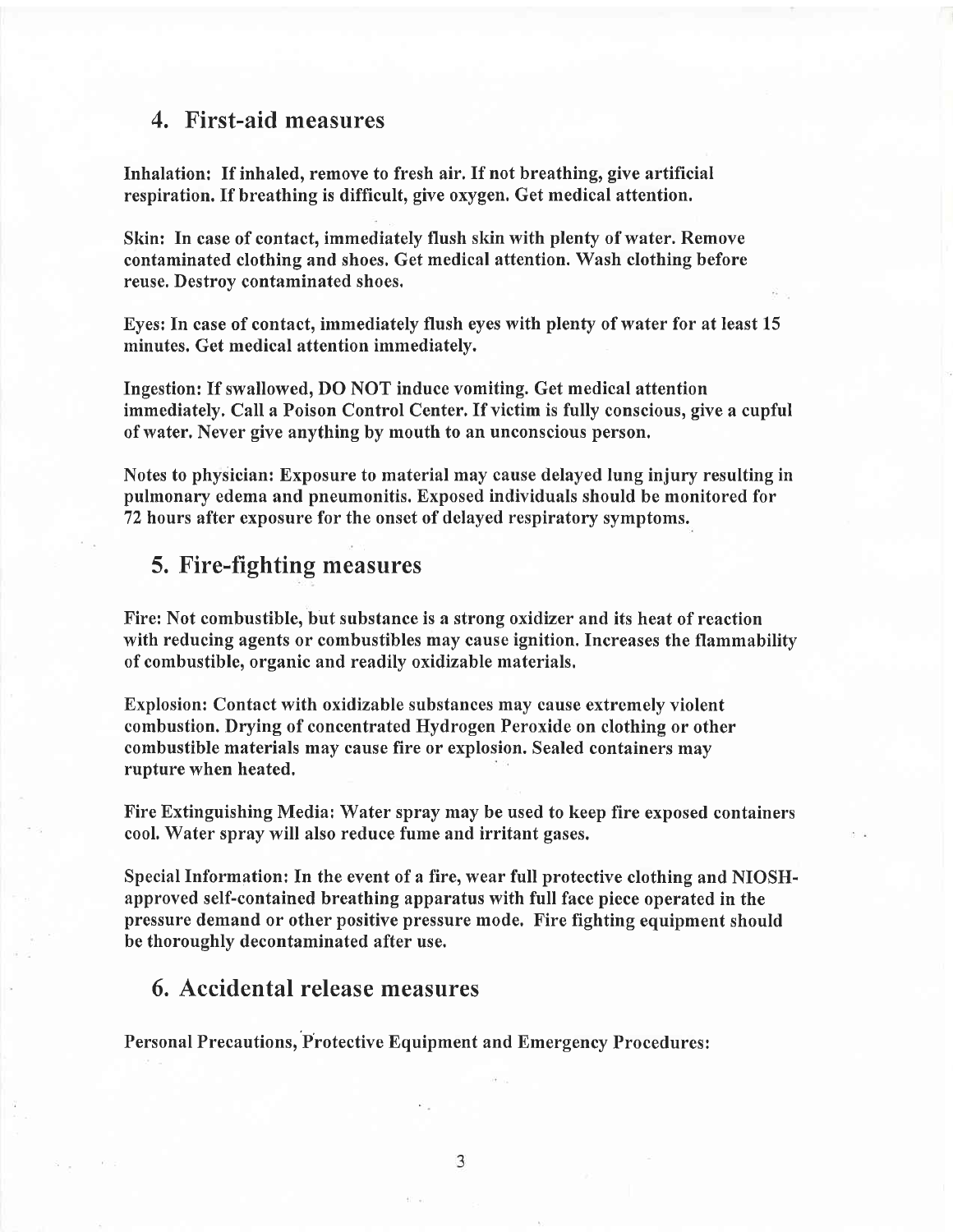## 4. First-aid measures

**Inhalation: If inhaled, remove to fresh air. If not breathing, give artificial respiration. If breathing is difficult, give oxygen. Get medical attention.**

**Skin: In case of contact, immediately flush skin with plenty of water. Remove contaminated clothing and shoes. Get medical attention. Wash clothing before reuse. Destroy contaminated shoes.**

**Eyes: In case of contact, immediately flush eyes with plenty of water for at least 15 minutes. Get medical attention immediately.**

**Ingestion: If swallowed, DO NOT induce vomiting. Get medical attention immediately. Call a Poison Control Center. If victim is fully conscious, give a cupful of water. Never give anything by mouth to an unconscious person.**

**Notes to physician: Exposure to material may cause delayed lung injury resulting in pulmonary edema and pneumonitis. Exposed individuals should be monitored for 72 hours after exposure for the onset of delayed respiratory symptoms.**

## 5. Fire-fighting measures

**Fire: Not combustible, but substance is a strong oxidizer and its heat of reaction with reducing agents or combustibles may cause ignition. Increases the flammability of combustible, organic and readily oxidizable materials.**

**Explosion: Contact with oxidizable substances may cause extremely violent combustion. Drying of concentrated Hydrogen Peroxide on clothing or other combustible materials may cause fire or explosion. Sealed containers may rupture when heated.**

**Fire Extinguishing Media: Water spray may be used to keep fire exposed containers cool. Water spray will also reduce fume and irritant gases.**

**Special Information: In the event of a fire, wear full protective clothing and NIOSH-approved self-contained breathing apparatus with full face piece operated in the pressure demand or other positive pressure mode. Fire fighting equipment should be thoroughly decontaminated after use.**

## 6. Accidental release measures

**Personal Precautions, Protective Equipment and Emergency Procedures:**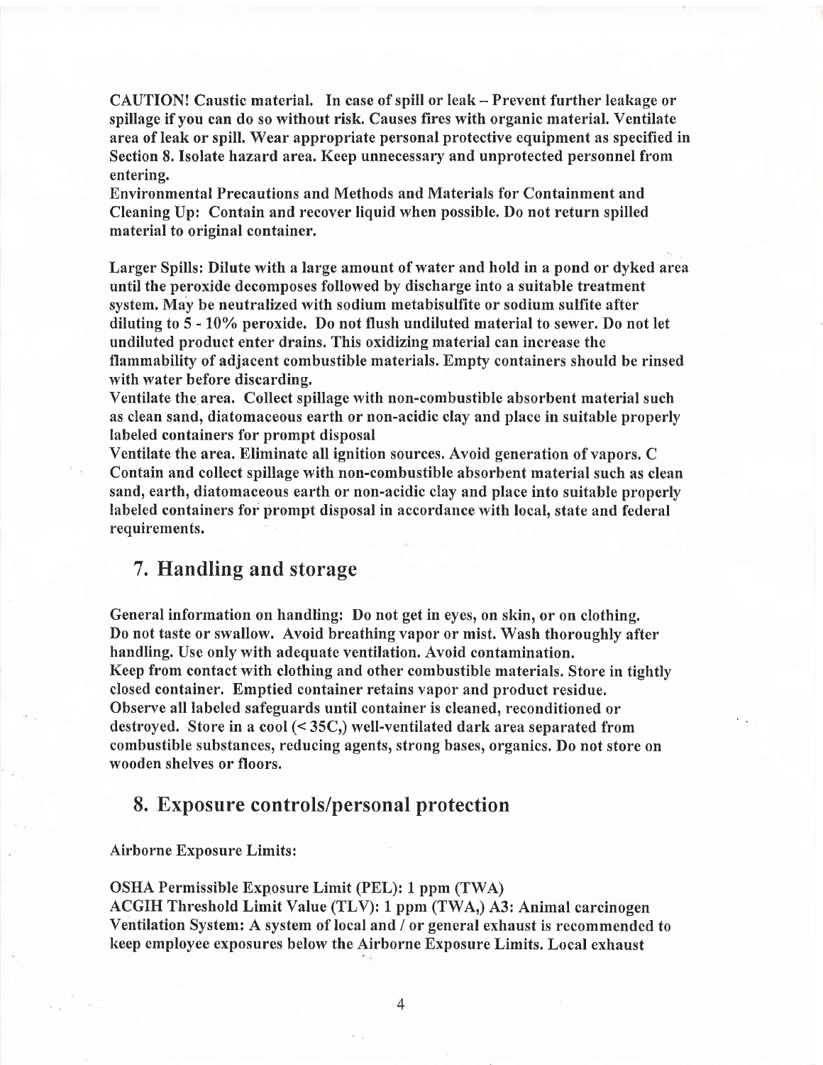**CAUTION! Caustic material. In case of spill or leak – Prevent further leakage or spillage if you can do so without risk. Causes fires with organic material. Ventilate area of leak or spill. Wear appropriate personal protective equipment as specified in Section 8. Isolate hazard area. Keep unnecessary and unprotected personnel from entering.**

**Environmental Precautions and Methods and Materials for Containment and Cleaning Up: Contain and recover liquid when possible. Do not return spilled material to original container.**

**Larger Spills: Dilute with a large amount of water and hold in a pond or dyked area until the peroxide decomposes followed by discharge into a suitable treatment system. May be neutralized with sodium metabisulfite or sodium sulfite after diluting to 5 - 10% peroxide. Do not flush undiluted material to sewer. Do not let undiluted product enter drains. This oxidizing material can increase the flammability of adjacent combustible materials. Empty containers should be rinsed with water before discarding.**

**Ventilate the area. Collect spillage with non-combustible absorbent material such as clean sand, diatomaceous earth or non-acidic clay and place in suitable properly labeled containers for prompt disposal**

**Ventilate the area. Eliminate all ignition sources. Avoid generation of vapors. C Contain and collect spillage with non-combustible absorbent material such as clean sand, earth, diatomaceous earth or non-acidic clay and place into suitable properly labeled containers for prompt disposal in accordance with local, state and federal requirements.**

## 7. Handling and storage

**General information on handling: Do not get in eyes, on skin, or on clothing. Do not taste or swallow. Avoid breathing vapor or mist. Wash thoroughly after handling. Use only with adequate ventilation. Avoid contamination.**

**Keep from contact with clothing and other combustible materials. Store in tightly closed container. Emptied container retains vapor and product residue. Observe all labeled safeguards until container is cleaned, reconditioned or destroyed. Store in a cool (< 35C,) well-ventilated dark area separated from combustible substances, reducing agents, strong bases, organics. Do not store on wooden shelves or floors.**

## 8. Exposure controls/personal protection

**Airborne Exposure Limits:**

**OSHA Permissible Exposure Limit (PEL): 1 ppm (TWA)**

**ACGIH Threshold Limit Value (TLV): 1 ppm (TWA,) A3: Animal carcinogen**

**Ventilation System: A system of local and / or general exhaust is recommended to keep employee exposures below the Airborne Exposure Limits. Local exhaust**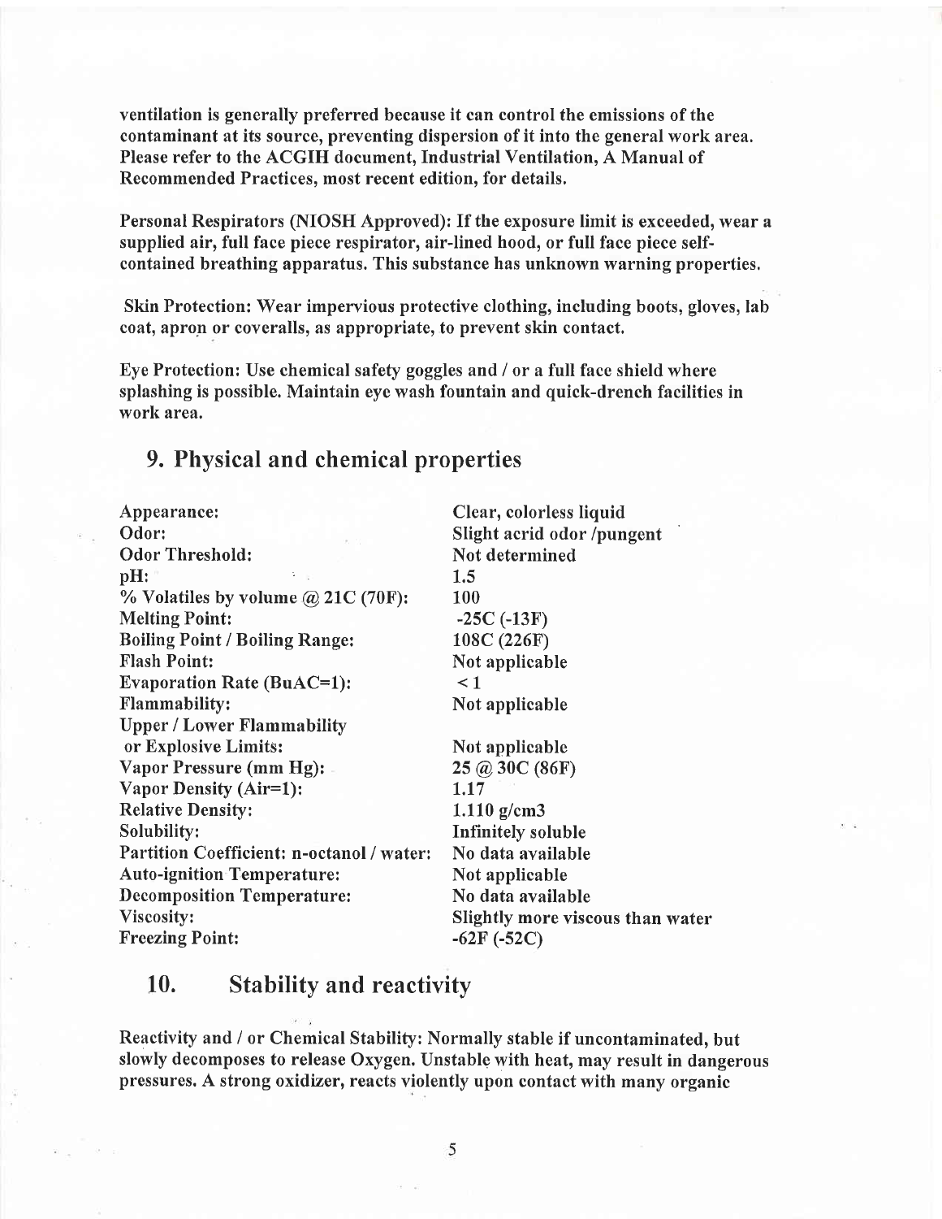ventilation is generally preferred because it can control the emissions of the contaminant at its source, preventing dispersion of it into the general work area. Please refer to the ACGIH document, Industrial Ventilation, A Manual of Recommended Practices, most recent edition, for details.

Personal Respirators (NIOSH Approved): If the exposure limit is exceeded, wear a supplied air, full face piece respirator, air-lined hood, or full face piece self-contained breathing apparatus. This substance has unknown warning properties.

Skin Protection: Wear impervious protective clothing, including boots, gloves, lab coat, apron or coveralls, as appropriate, to prevent skin contact.

Eye Protection: Use chemical safety goggles and / or a full face shield where splashing is possible. Maintain eye wash fountain and quick-drench facilities in work area.

## 9. Physical and chemical properties

| | |
|---|---|
| Appearance: | Clear, colorless liquid |
| Odor: | Slight acrid odor /pungent |
| Odor Threshold: | Not determined |
| pH: | 1.5 |
| % Volatiles by volume @ 21C (70F): | 100 |
| Melting Point: | -25C (-13F) |
| Boiling Point / Boiling Range: | 108C (226F) |
| Flash Point: | Not applicable |
| Evaporation Rate (BuAC=1): | < 1 |
| Flammability: | Not applicable |
| Upper / Lower Flammability or Explosive Limits: | Not applicable |
| Vapor Pressure (mm Hg): | 25 @ 30C (86F) |
| Vapor Density (Air=1): | 1.17 |
| Relative Density: | 1.110 g/cm3 |
| Solubility: | Infinitely soluble |
| Partition Coefficient: n-octanol / water: | No data available |
| Auto-ignition Temperature: | Not applicable |
| Decomposition Temperature: | No data available |
| Viscosity: | Slightly more viscous than water |
| Freezing Point: | -62F (-52C) |

## 10. Stability and reactivity

Reactivity and / or Chemical Stability: Normally stable if uncontaminated, but slowly decomposes to release Oxygen. Unstable with heat, may result in dangerous pressures. A strong oxidizer, reacts violently upon contact with many organic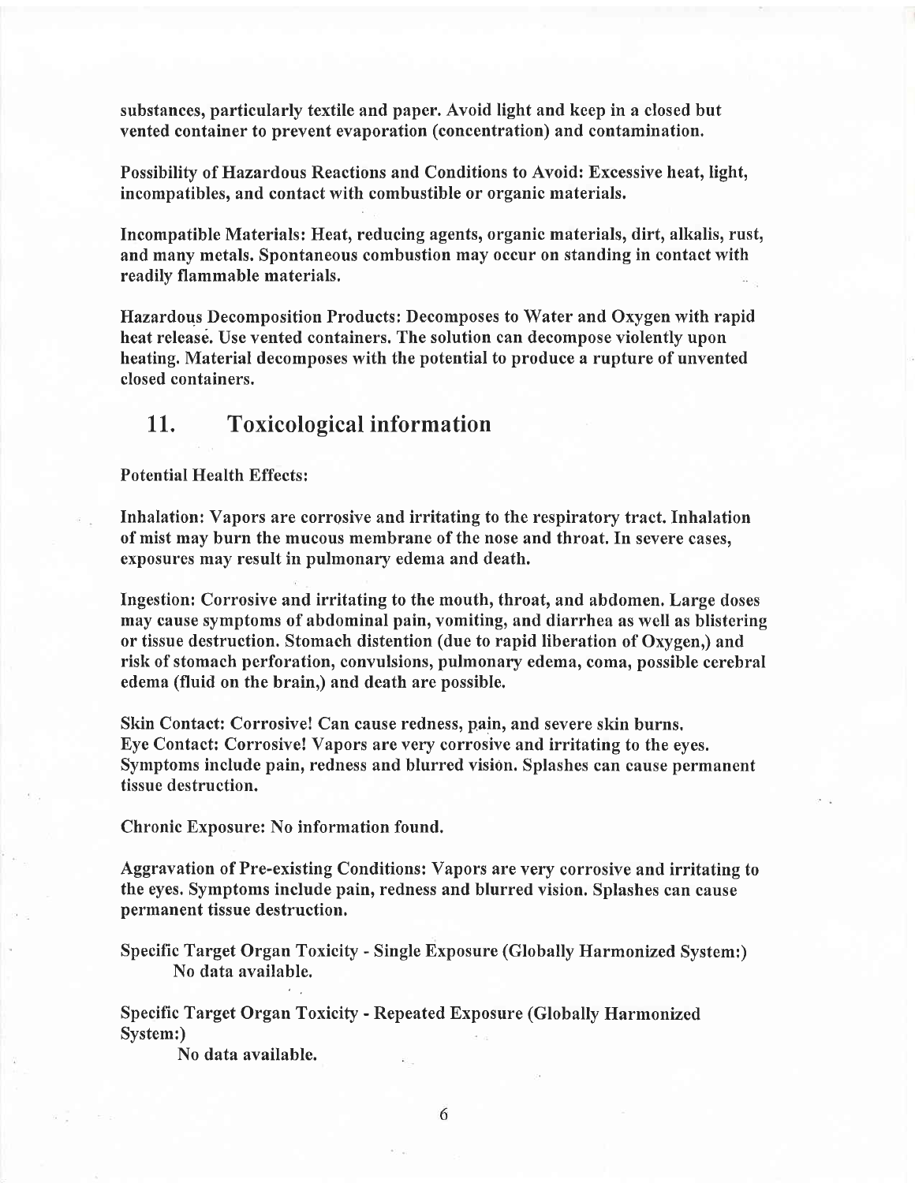**substances, particularly textile and paper. Avoid light and keep in a closed but vented container to prevent evaporation (concentration) and contamination.**

**Possibility of Hazardous Reactions and Conditions to Avoid: Excessive heat, light, incompatibles, and contact with combustible or organic materials.**

**Incompatible Materials: Heat, reducing agents, organic materials, dirt, alkalis, rust, and many metals. Spontaneous combustion may occur on standing in contact with readily flammable materials.**

**Hazardous Decomposition Products: Decomposes to Water and Oxygen with rapid heat release. Use vented containers. The solution can decompose violently upon heating. Material decomposes with the potential to produce a rupture of unvented closed containers.**

## 11. Toxicological information

**Potential Health Effects:**

**Inhalation: Vapors are corrosive and irritating to the respiratory tract. Inhalation of mist may burn the mucous membrane of the nose and throat. In severe cases, exposures may result in pulmonary edema and death.**

**Ingestion: Corrosive and irritating to the mouth, throat, and abdomen. Large doses may cause symptoms of abdominal pain, vomiting, and diarrhea as well as blistering or tissue destruction. Stomach distention (due to rapid liberation of Oxygen,) and risk of stomach perforation, convulsions, pulmonary edema, coma, possible cerebral edema (fluid on the brain,) and death are possible.**

**Skin Contact: Corrosive! Can cause redness, pain, and severe skin burns.**
**Eye Contact: Corrosive! Vapors are very corrosive and irritating to the eyes. Symptoms include pain, redness and blurred vision. Splashes can cause permanent tissue destruction.**

**Chronic Exposure: No information found.**

**Aggravation of Pre-existing Conditions: Vapors are very corrosive and irritating to the eyes. Symptoms include pain, redness and blurred vision. Splashes can cause permanent tissue destruction.**

**Specific Target Organ Toxicity - Single Exposure (Globally Harmonized System:)**
**No data available.**

**Specific Target Organ Toxicity - Repeated Exposure (Globally Harmonized System:)**
**No data available.**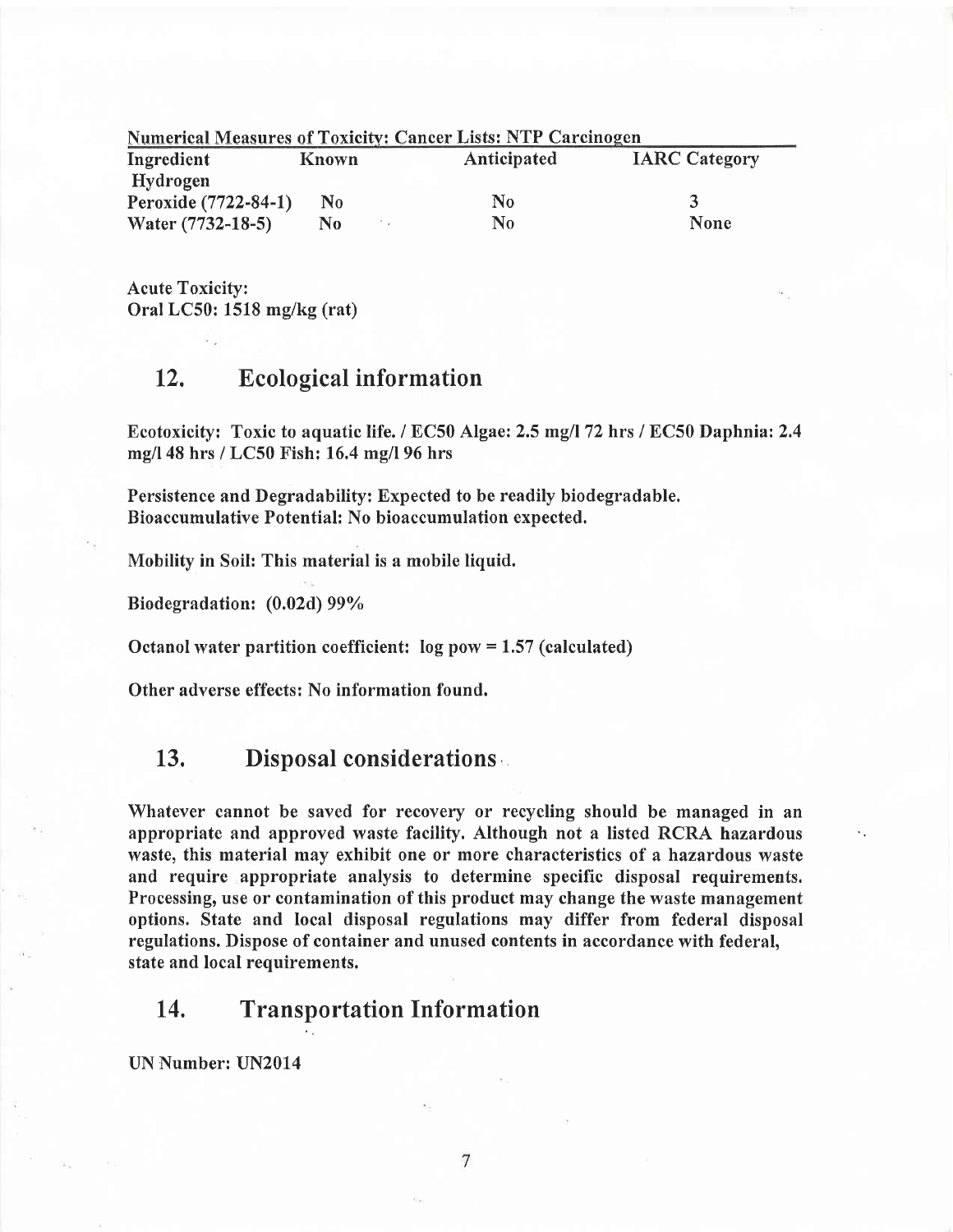| Numerical Measures of Toxicity: Cancer Lists: NTP Carcinogen | | | |
|---|---|---|---|
| Ingredient | Known | Anticipated | IARC Category |
| Hydrogen Peroxide (7722-84-1) | No | No | 3 |
| Water (7732-18-5) | No | No | None |

**Acute Toxicity:**
**Oral LC50: 1518 mg/kg (rat)**

## 12. Ecological information

**Ecotoxicity: Toxic to aquatic life. / EC50 Algae: 2.5 mg/l 72 hrs / EC50 Daphnia: 2.4 mg/l 48 hrs / LC50 Fish: 16.4 mg/l 96 hrs**

**Persistence and Degradability: Expected to be readily biodegradable.**
**Bioaccumulative Potential: No bioaccumulation expected.**

**Mobility in Soil: This material is a mobile liquid.**

**Biodegradation: (0.02d) 99%**

**Octanol water partition coefficient: log pow = 1.57 (calculated)**

**Other adverse effects: No information found.**

## 13. Disposal considerations

**Whatever cannot be saved for recovery or recycling should be managed in an appropriate and approved waste facility. Although not a listed RCRA hazardous waste, this material may exhibit one or more characteristics of a hazardous waste and require appropriate analysis to determine specific disposal requirements. Processing, use or contamination of this product may change the waste management options. State and local disposal regulations may differ from federal disposal regulations. Dispose of container and unused contents in accordance with federal, state and local requirements.**

## 14. Transportation Information

**UN Number: UN2014**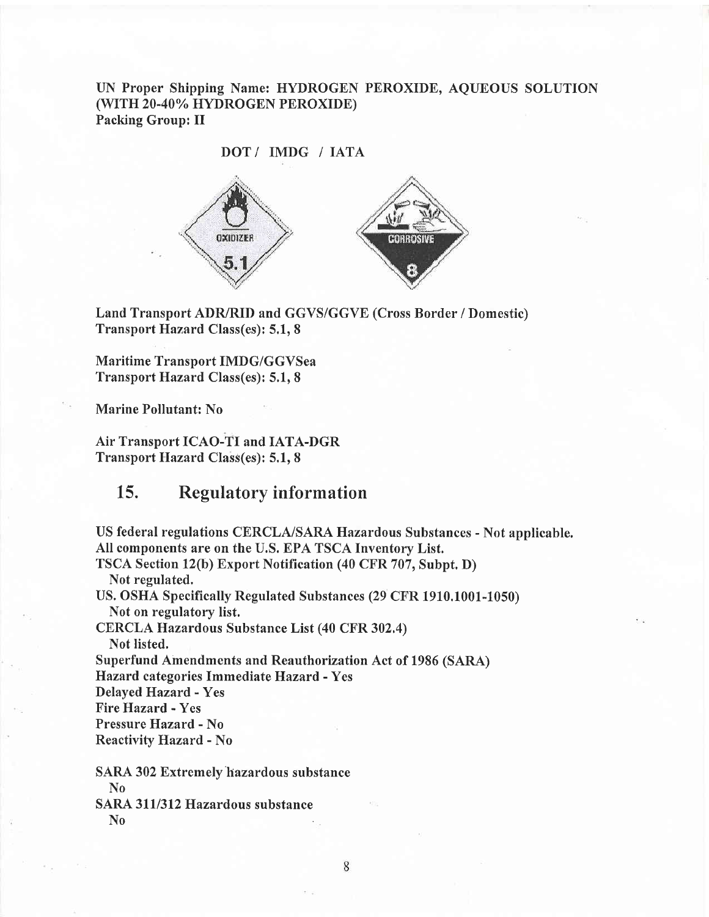UN Proper Shipping Name: HYDROGEN PEROXIDE, AQUEOUS SOLUTION (WITH 20-40% HYDROGEN PEROXIDE)
Packing Group: II

DOT / IMDG / IATA

Land Transport ADR/RID and GGVS/GGVE (Cross Border / Domestic)
Transport Hazard Class(es): 5.1, 8

Maritime Transport IMDG/GGVSea
Transport Hazard Class(es): 5.1, 8

Marine Pollutant: No

Air Transport ICAO-TI and IATA-DGR
Transport Hazard Class(es): 5.1, 8

## 15. Regulatory information

US federal regulations CERCLA/SARA Hazardous Substances - Not applicable.
All components are on the U.S. EPA TSCA Inventory List.
TSCA Section 12(b) Export Notification (40 CFR 707, Subpt. D)
Not regulated.
US. OSHA Specifically Regulated Substances (29 CFR 1910.1001-1050)
Not on regulatory list.
CERCLA Hazardous Substance List (40 CFR 302.4)
Not listed.
Superfund Amendments and Reauthorization Act of 1986 (SARA)
Hazard categories Immediate Hazard - Yes
Delayed Hazard - Yes
Fire Hazard - Yes
Pressure Hazard - No
Reactivity Hazard - No

SARA 302 Extremely hazardous substance
No
SARA 311/312 Hazardous substance
No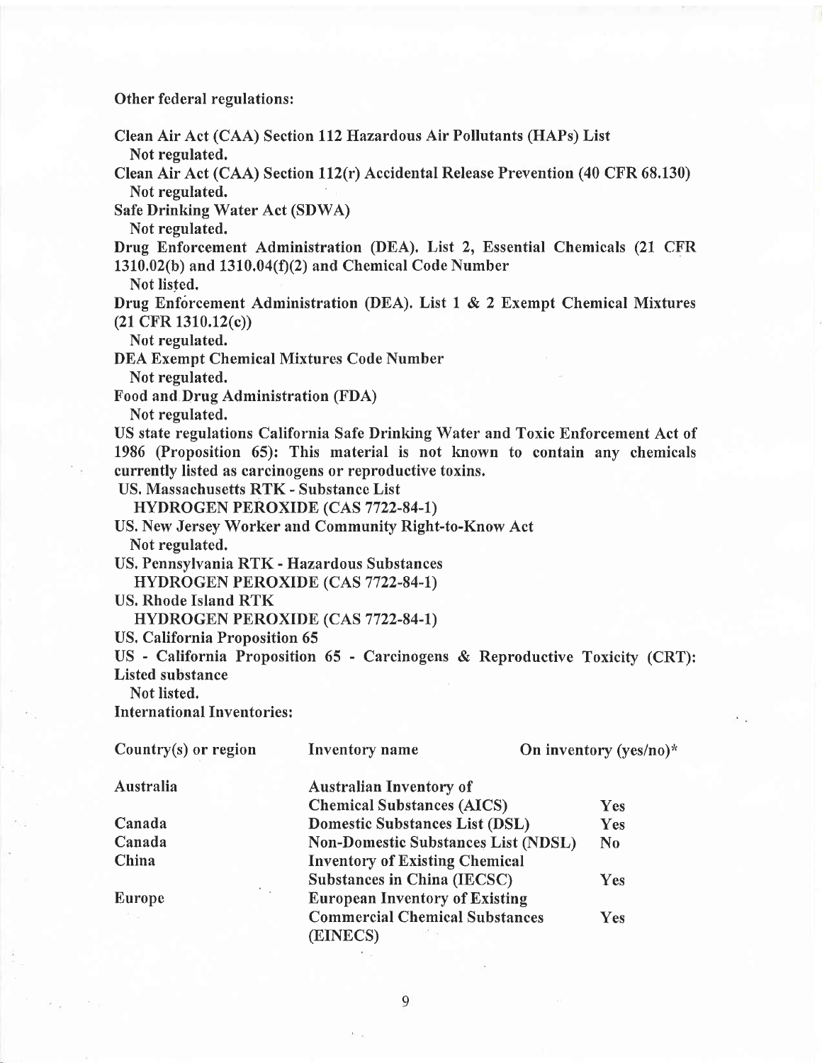**Other federal regulations:**

**Clean Air Act (CAA) Section 112 Hazardous Air Pollutants (HAPs) List**
**Not regulated.**
**Clean Air Act (CAA) Section 112(r) Accidental Release Prevention (40 CFR 68.130)**
**Not regulated.**
**Safe Drinking Water Act (SDWA)**
**Not regulated.**
**Drug Enforcement Administration (DEA). List 2, Essential Chemicals (21 CFR 1310.02(b) and 1310.04(f)(2) and Chemical Code Number**
**Not listed.**
**Drug Enforcement Administration (DEA). List 1 & 2 Exempt Chemical Mixtures (21 CFR 1310.12(c))**
**Not regulated.**
**DEA Exempt Chemical Mixtures Code Number**
**Not regulated.**
**Food and Drug Administration (FDA)**
**Not regulated.**
**US state regulations California Safe Drinking Water and Toxic Enforcement Act of 1986 (Proposition 65): This material is not known to contain any chemicals currently listed as carcinogens or reproductive toxins.**
**US. Massachusetts RTK - Substance List**
**HYDROGEN PEROXIDE (CAS 7722-84-1)**
**US. New Jersey Worker and Community Right-to-Know Act**
**Not regulated.**
**US. Pennsylvania RTK - Hazardous Substances**
**HYDROGEN PEROXIDE (CAS 7722-84-1)**
**US. Rhode Island RTK**
**HYDROGEN PEROXIDE (CAS 7722-84-1)**
**US. California Proposition 65**
**US - California Proposition 65 - Carcinogens & Reproductive Toxicity (CRT): Listed substance**
**Not listed.**
**International Inventories:**

| Country(s) or region | Inventory name | On inventory (yes/no)* |
|---|---|---|
| Australia | Australian Inventory of Chemical Substances (AICS) | Yes |
| Canada | Domestic Substances List (DSL) | Yes |
| Canada | Non-Domestic Substances List (NDSL) | No |
| China | Inventory of Existing Chemical Substances in China (IECSC) | Yes |
| Europe | European Inventory of Existing Commercial Chemical Substances (EINECS) | Yes |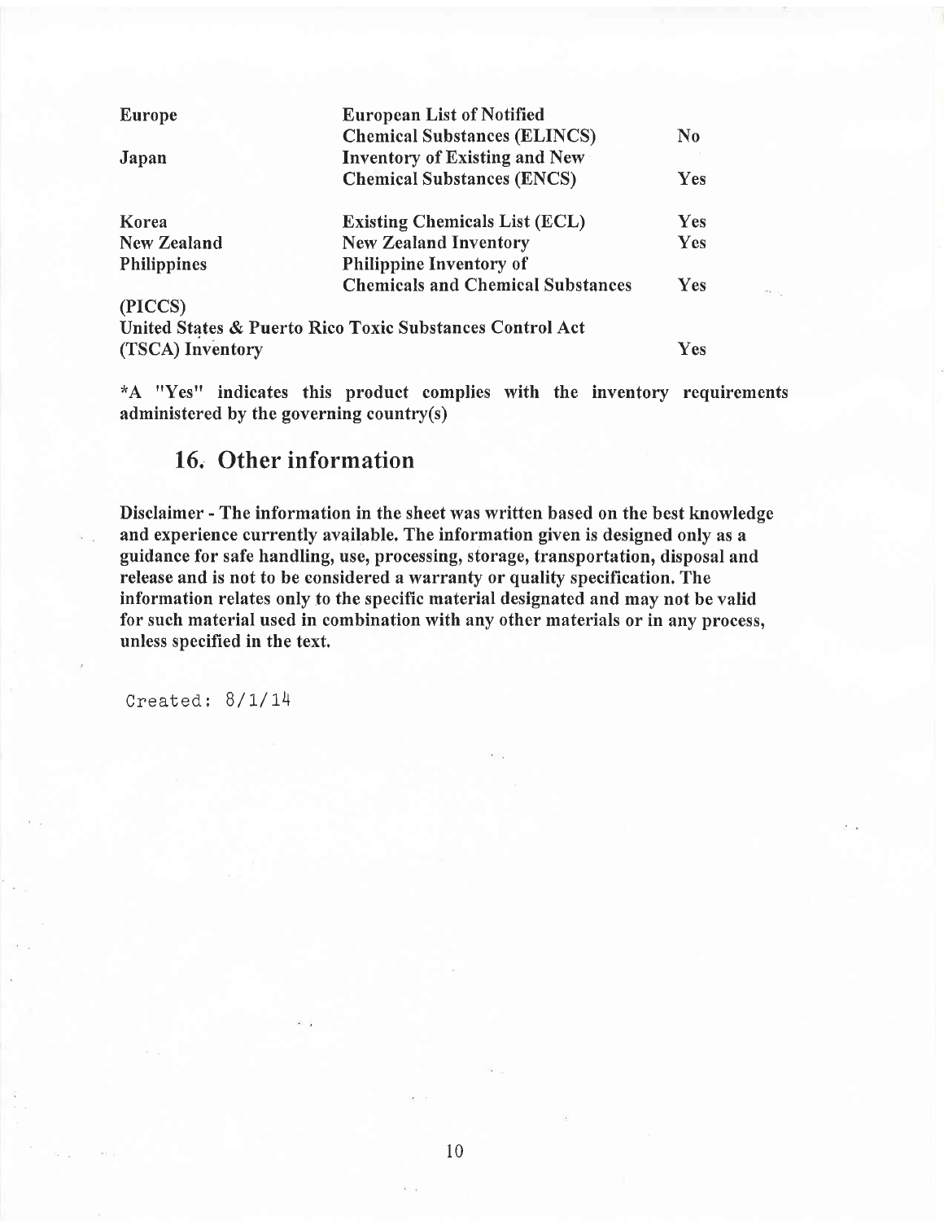| | | |
|---|---|---|
| **Europe** | **European List of Notified Chemical Substances (ELINCS)** | **No** |
| **Japan** | **Inventory of Existing and New Chemical Substances (ENCS)** | **Yes** |
| **Korea** | **Existing Chemicals List (ECL)** | **Yes** |
| **New Zealand** | **New Zealand Inventory** | **Yes** |
| **Philippines** | **Philippine Inventory of Chemicals and Chemical Substances (PICCS)** | **Yes** |
| **United States & Puerto Rico Toxic Substances Control Act (TSCA) Inventory** | | **Yes** |

**\*A "Yes" indicates this product complies with the inventory requirements administered by the governing country(s)**

## 16. Other information

**Disclaimer - The information in the sheet was written based on the best knowledge and experience currently available. The information given is designed only as a guidance for safe handling, use, processing, storage, transportation, disposal and release and is not to be considered a warranty or quality specification. The information relates only to the specific material designated and may not be valid for such material used in combination with any other materials or in any process, unless specified in the text.**

Created: 8/1/14